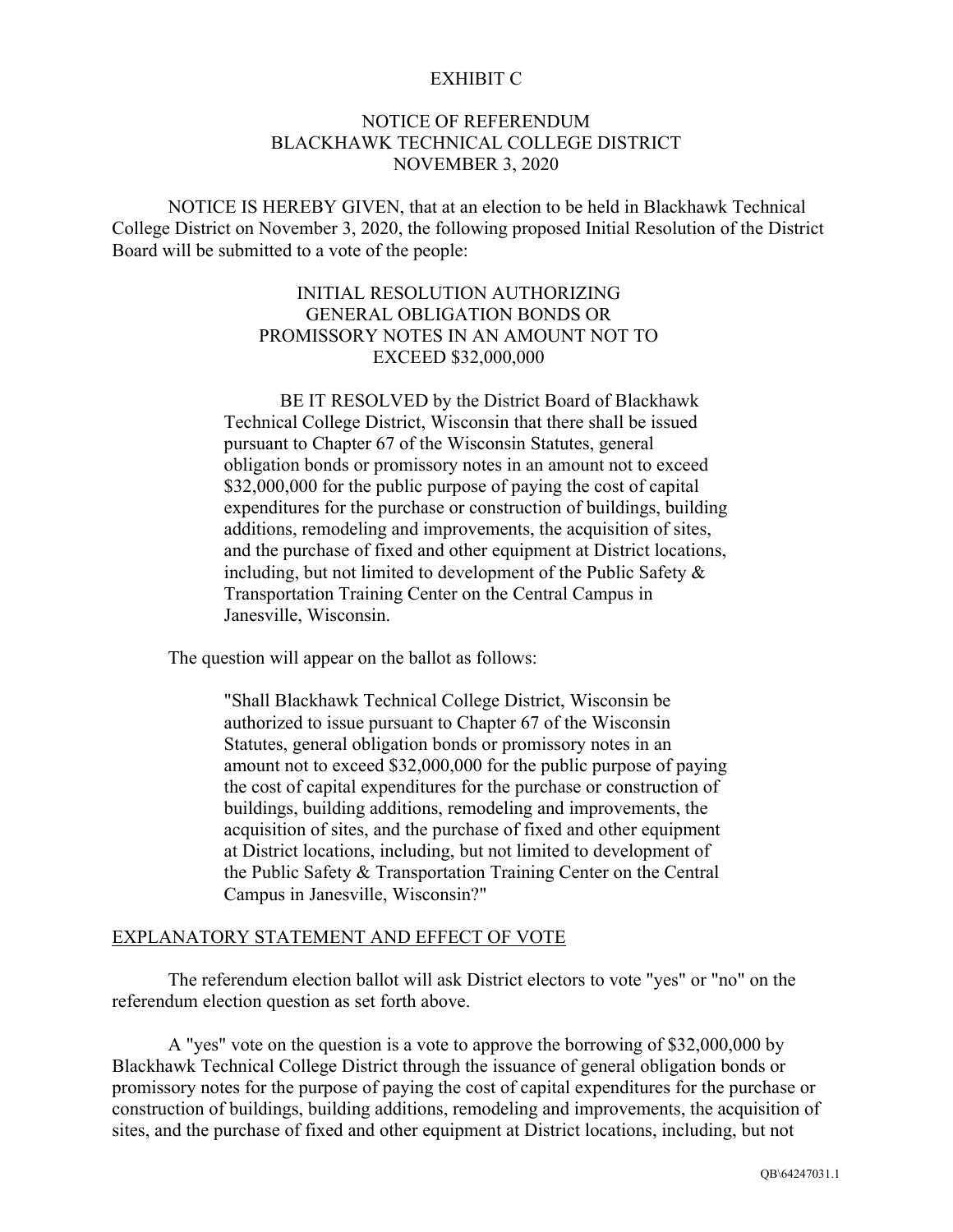# EXHIBIT C

## NOTICE OF REFERENDUM
## BLACKHAWK TECHNICAL COLLEGE DISTRICT
## NOVEMBER 3, 2020

NOTICE IS HEREBY GIVEN, that at an election to be held in Blackhawk Technical College District on November 3, 2020, the following proposed Initial Resolution of the District Board will be submitted to a vote of the people:

> **INITIAL RESOLUTION AUTHORIZING GENERAL OBLIGATION BONDS OR PROMISSORY NOTES IN AN AMOUNT NOT TO EXCEED $32,000,000**
>
> BE IT RESOLVED by the District Board of Blackhawk Technical College District, Wisconsin that there shall be issued pursuant to Chapter 67 of the Wisconsin Statutes, general obligation bonds or promissory notes in an amount not to exceed $32,000,000 for the public purpose of paying the cost of capital expenditures for the purchase or construction of buildings, building additions, remodeling and improvements, the acquisition of sites, and the purchase of fixed and other equipment at District locations, including, but not limited to development of the Public Safety & Transportation Training Center on the Central Campus in Janesville, Wisconsin.

The question will appear on the ballot as follows:

> "Shall Blackhawk Technical College District, Wisconsin be authorized to issue pursuant to Chapter 67 of the Wisconsin Statutes, general obligation bonds or promissory notes in an amount not to exceed $32,000,000 for the public purpose of paying the cost of capital expenditures for the purchase or construction of buildings, building additions, remodeling and improvements, the acquisition of sites, and the purchase of fixed and other equipment at District locations, including, but not limited to development of the Public Safety & Transportation Training Center on the Central Campus in Janesville, Wisconsin?"

## EXPLANATORY STATEMENT AND EFFECT OF VOTE

The referendum election ballot will ask District electors to vote "yes" or "no" on the referendum election question as set forth above.

A "yes" vote on the question is a vote to approve the borrowing of $32,000,000 by Blackhawk Technical College District through the issuance of general obligation bonds or promissory notes for the purpose of paying the cost of capital expenditures for the purchase or construction of buildings, building additions, remodeling and improvements, the acquisition of sites, and the purchase of fixed and other equipment at District locations, including, but not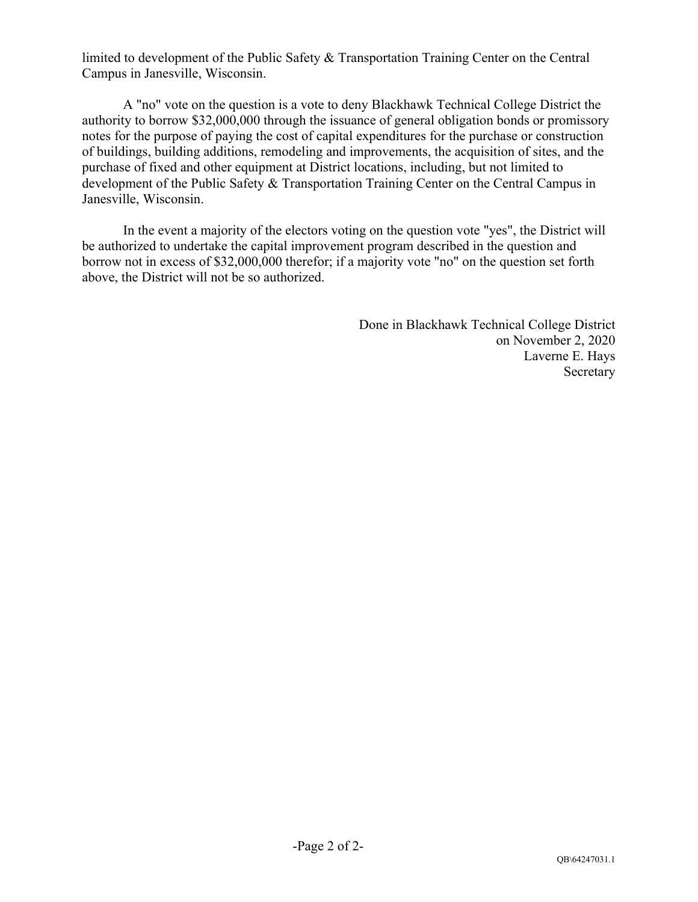limited to development of the Public Safety & Transportation Training Center on the Central Campus in Janesville, Wisconsin.

A "no" vote on the question is a vote to deny Blackhawk Technical College District the authority to borrow $32,000,000 through the issuance of general obligation bonds or promissory notes for the purpose of paying the cost of capital expenditures for the purchase or construction of buildings, building additions, remodeling and improvements, the acquisition of sites, and the purchase of fixed and other equipment at District locations, including, but not limited to development of the Public Safety & Transportation Training Center on the Central Campus in Janesville, Wisconsin.

In the event a majority of the electors voting on the question vote "yes", the District will be authorized to undertake the capital improvement program described in the question and borrow not in excess of $32,000,000 therefor; if a majority vote "no" on the question set forth above, the District will not be so authorized.

Done in Blackhawk Technical College District
on November 2, 2020
Laverne E. Hays
Secretary

QB\64247031.1